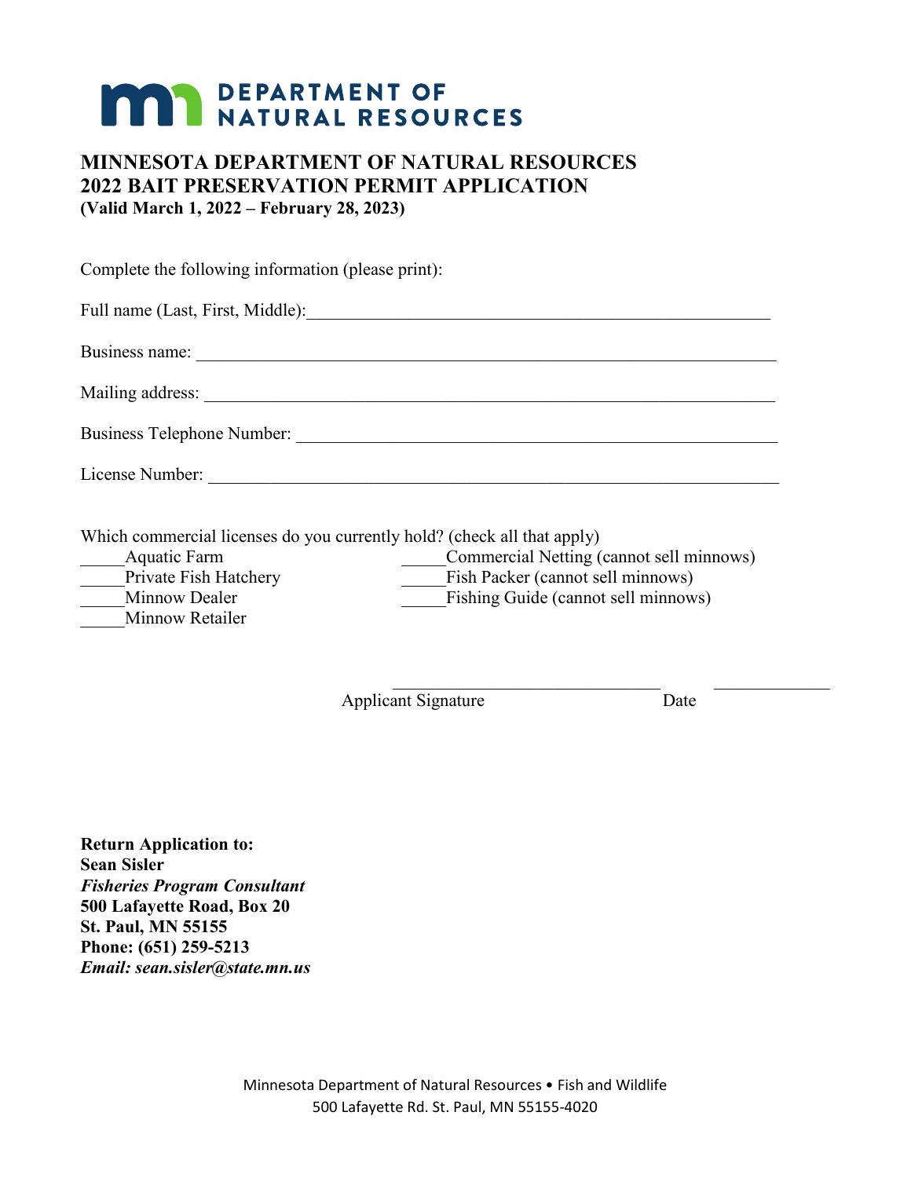DEPARTMENT OF NATURAL RESOURCES

# MINNESOTA DEPARTMENT OF NATURAL RESOURCES
# 2022 BAIT PRESERVATION PERMIT APPLICATION
**(Valid March 1, 2022 – February 28, 2023)**

Complete the following information (please print):

Full name (Last, First, Middle):______________________________________________________

Business name: ____________________________________________________________________

Mailing address: ___________________________________________________________________

Business Telephone Number: ________________________________________________________

License Number: ___________________________________________________________________

Which commercial licenses do you currently hold? (check all that apply)

_____Aquatic Farm
_____Private Fish Hatchery
_____Minnow Dealer
_____Minnow Retailer
_____Commercial Netting (cannot sell minnows)
_____Fish Packer (cannot sell minnows)
_____Fishing Guide (cannot sell minnows)

_______________________________ _____________
Applicant Signature Date

**Return Application to:**
**Sean Sisler**
***Fisheries Program Consultant***
**500 Lafayette Road, Box 20**
**St. Paul, MN 55155**
**Phone: (651) 259-5213**
***Email: sean.sisler@state.mn.us***

Minnesota Department of Natural Resources • Fish and Wildlife
500 Lafayette Rd. St. Paul, MN 55155-4020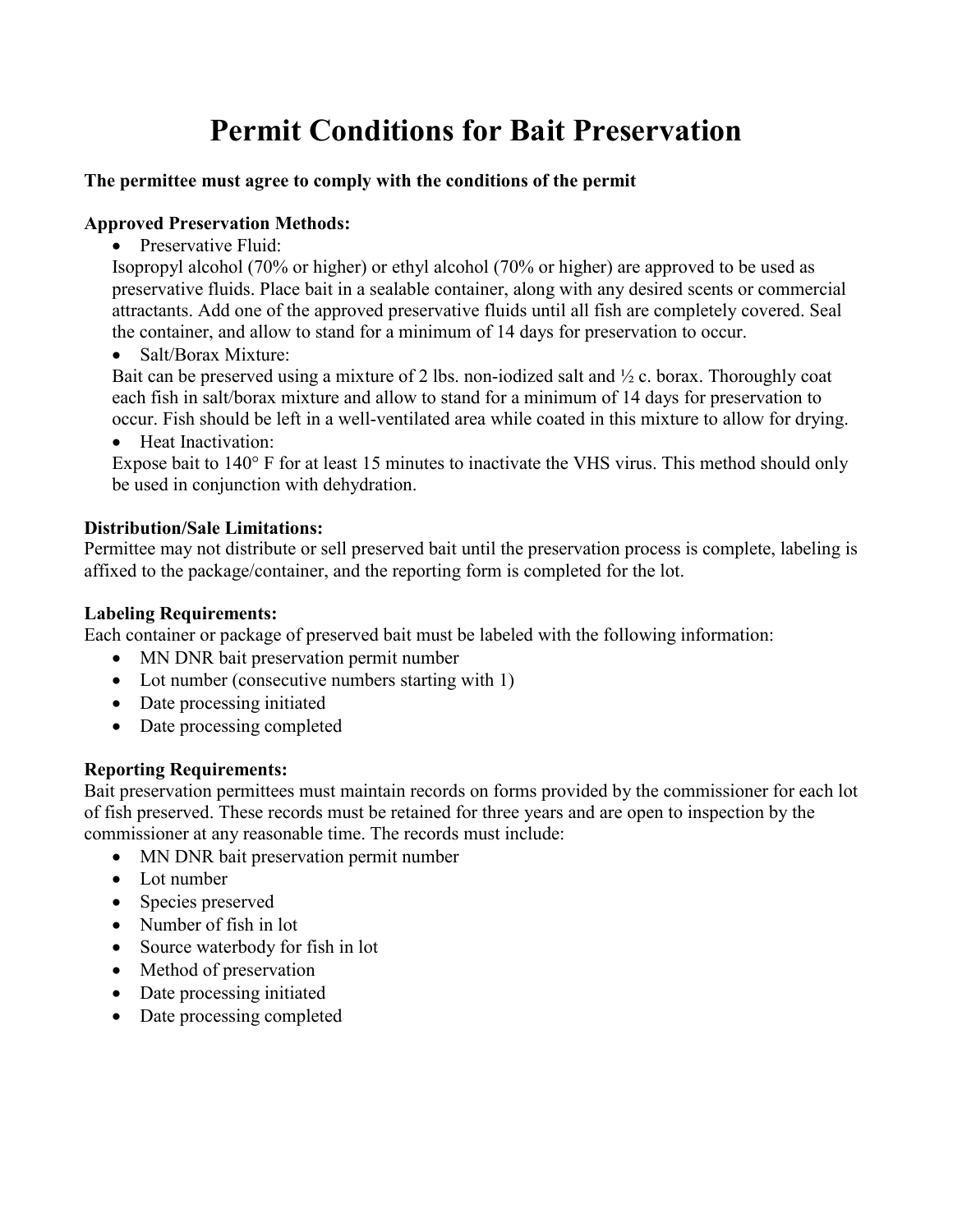# Permit Conditions for Bait Preservation

**The permittee must agree to comply with the conditions of the permit**

**Approved Preservation Methods:**

- Preservative Fluid:
  Isopropyl alcohol (70% or higher) or ethyl alcohol (70% or higher) are approved to be used as preservative fluids. Place bait in a sealable container, along with any desired scents or commercial attractants. Add one of the approved preservative fluids until all fish are completely covered. Seal the container, and allow to stand for a minimum of 14 days for preservation to occur.
- Salt/Borax Mixture:
  Bait can be preserved using a mixture of 2 lbs. non-iodized salt and ½ c. borax. Thoroughly coat each fish in salt/borax mixture and allow to stand for a minimum of 14 days for preservation to occur. Fish should be left in a well-ventilated area while coated in this mixture to allow for drying.
- Heat Inactivation:
  Expose bait to 140° F for at least 15 minutes to inactivate the VHS virus. This method should only be used in conjunction with dehydration.

**Distribution/Sale Limitations:**
Permittee may not distribute or sell preserved bait until the preservation process is complete, labeling is affixed to the package/container, and the reporting form is completed for the lot.

**Labeling Requirements:**
Each container or package of preserved bait must be labeled with the following information:

- MN DNR bait preservation permit number
- Lot number (consecutive numbers starting with 1)
- Date processing initiated
- Date processing completed

**Reporting Requirements:**
Bait preservation permittees must maintain records on forms provided by the commissioner for each lot of fish preserved. These records must be retained for three years and are open to inspection by the commissioner at any reasonable time. The records must include:

- MN DNR bait preservation permit number
- Lot number
- Species preserved
- Number of fish in lot
- Source waterbody for fish in lot
- Method of preservation
- Date processing initiated
- Date processing completed